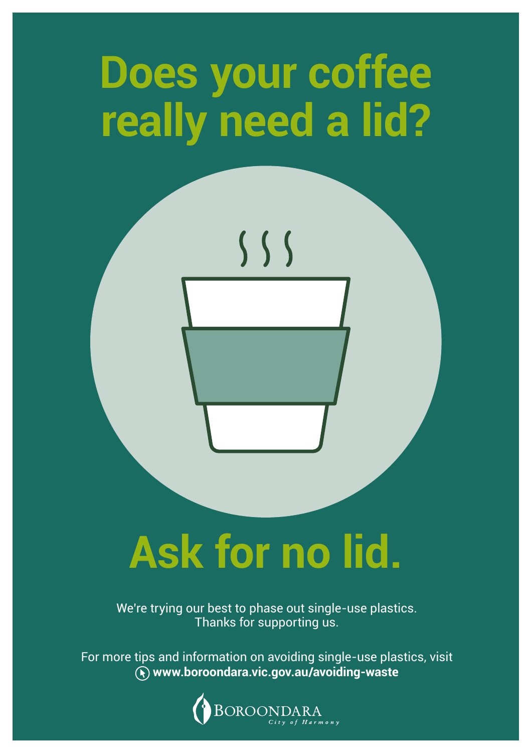# Does your coffee really need a lid?

# Ask for no lid.

We're trying our best to phase out single-use plastics.
Thanks for supporting us.

For more tips and information on avoiding single-use plastics, visit
**www.boroondara.vic.gov.au/avoiding-waste**

BOROONDARA
*City of Harmony*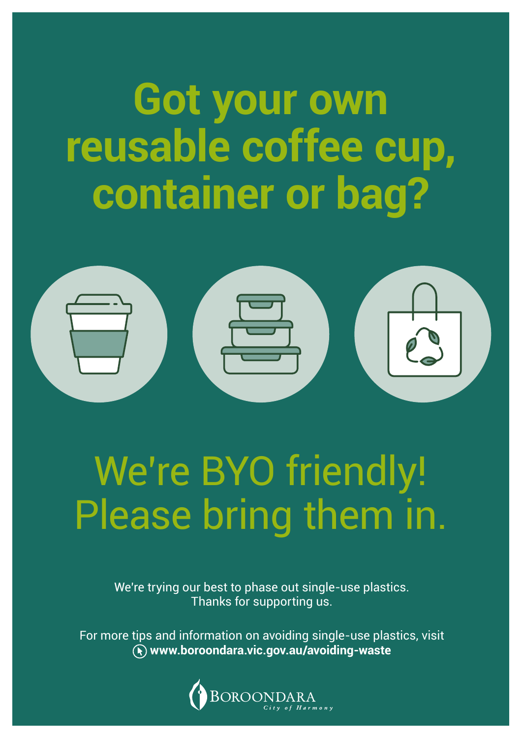# Got your own reusable coffee cup, container or bag?

## We're BYO friendly! Please bring them in.

We're trying our best to phase out single-use plastics.
Thanks for supporting us.

For more tips and information on avoiding single-use plastics, visit **www.boroondara.vic.gov.au/avoiding-waste**

BOROONDARA
*City of Harmony*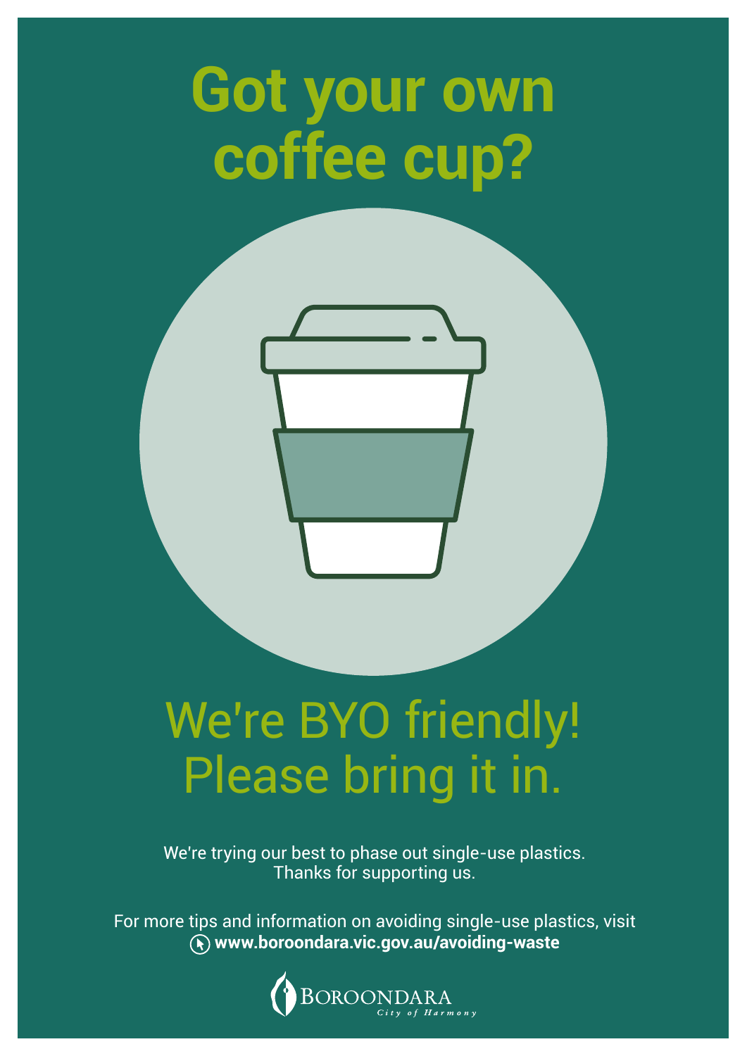# Got your own coffee cup?

## We're BYO friendly! Please bring it in.

We're trying our best to phase out single-use plastics. Thanks for supporting us.

For more tips and information on avoiding single-use plastics, visit **www.boroondara.vic.gov.au/avoiding-waste**

BOROONDARA
*City of Harmony*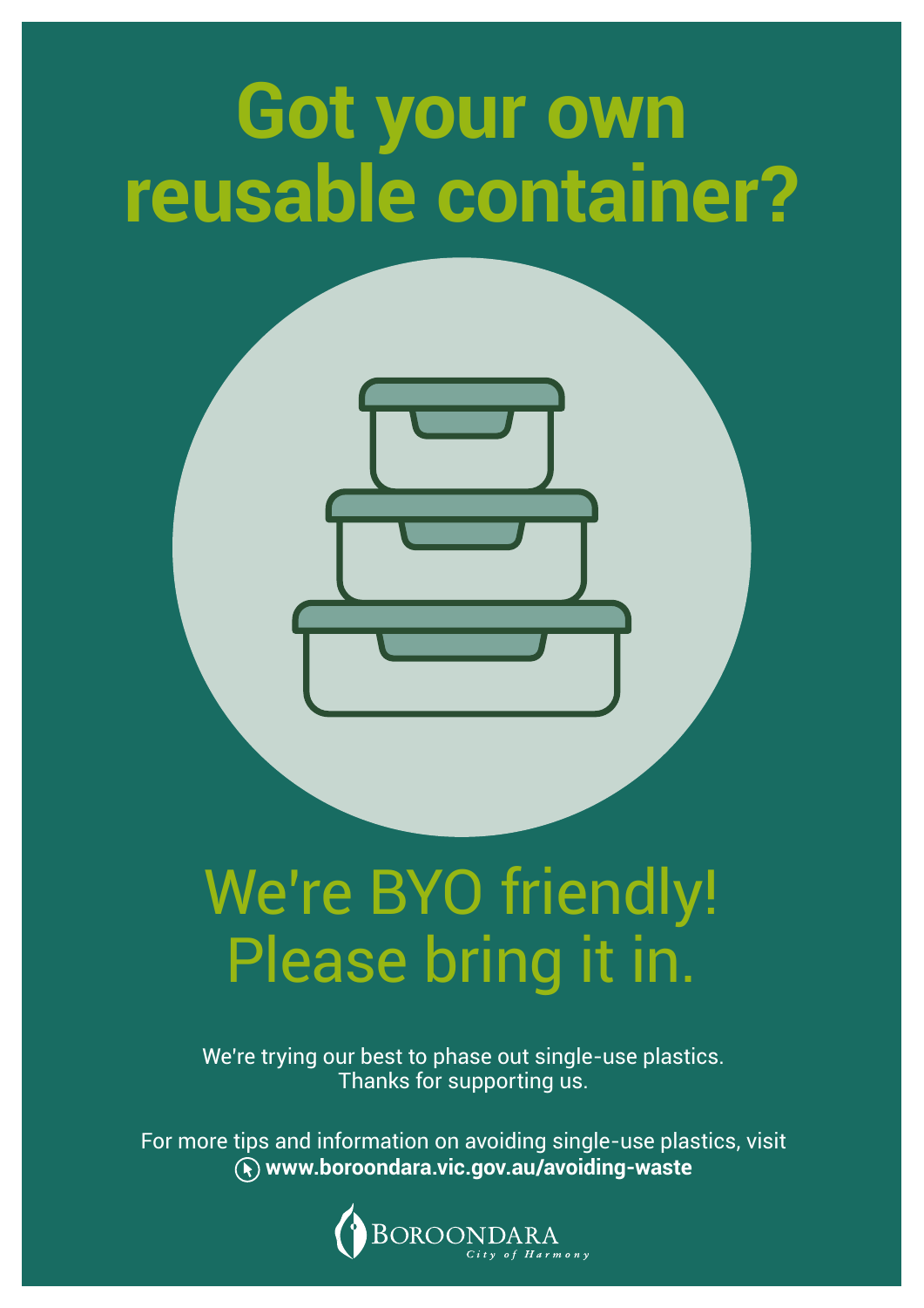# Got your own reusable container?

## We're BYO friendly! Please bring it in.

We're trying our best to phase out single-use plastics.
Thanks for supporting us.

For more tips and information on avoiding single-use plastics, visit
**www.boroondara.vic.gov.au/avoiding-waste**

BOROONDARA
*City of Harmony*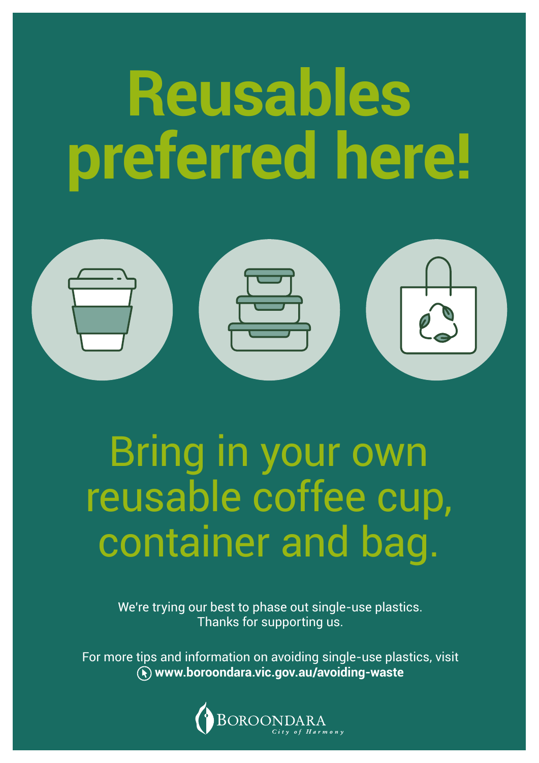# Reusables preferred here!

## Bring in your own reusable coffee cup, container and bag.

We're trying our best to phase out single-use plastics.
Thanks for supporting us.

For more tips and information on avoiding single-use plastics, visit
**www.boroondara.vic.gov.au/avoiding-waste**

BOROONDARA
*City of Harmony*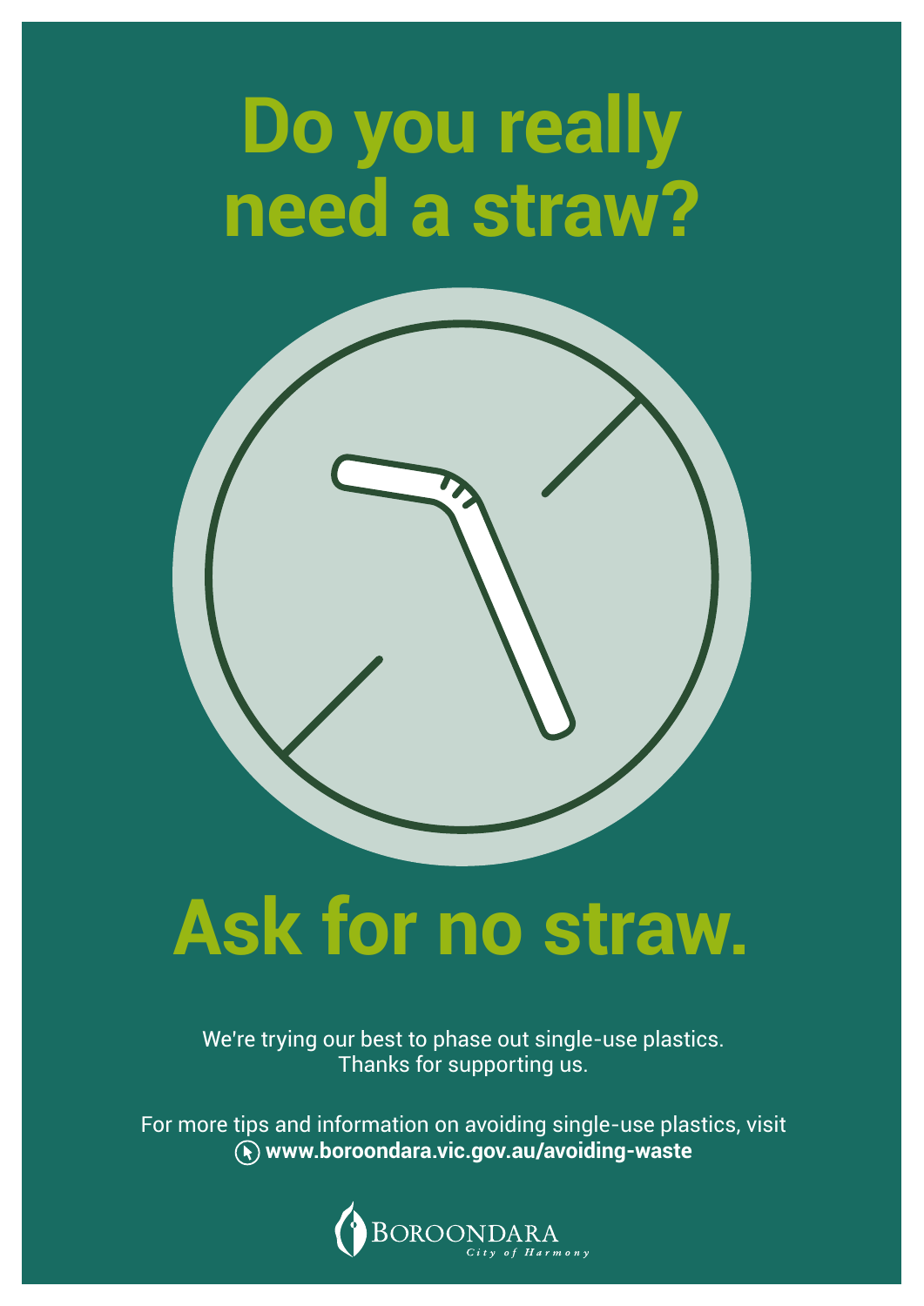# Do you really need a straw?

# Ask for no straw.

We're trying our best to phase out single-use plastics.
Thanks for supporting us.

For more tips and information on avoiding single-use plastics, visit
**www.boroondara.vic.gov.au/avoiding-waste**

BOROONDARA
*City of Harmony*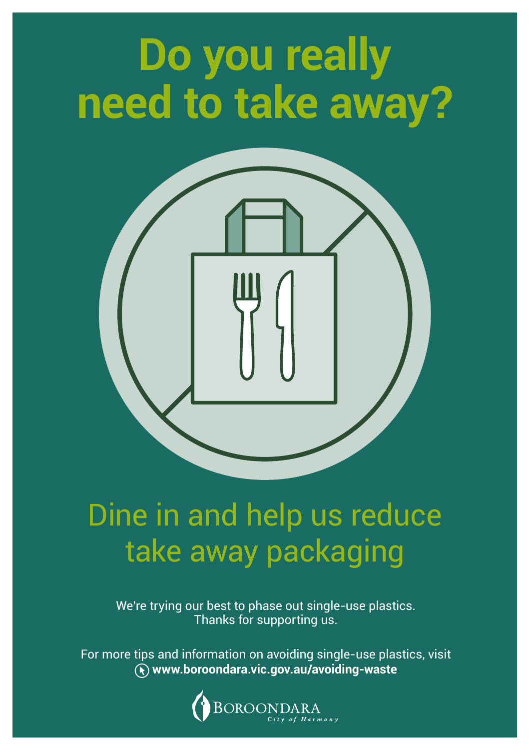# Do you really need to take away?

## Dine in and help us reduce take away packaging

We're trying our best to phase out single-use plastics.
Thanks for supporting us.

For more tips and information on avoiding single-use plastics, visit
**www.boroondara.vic.gov.au/avoiding-waste**

BOROONDARA
*City of Harmony*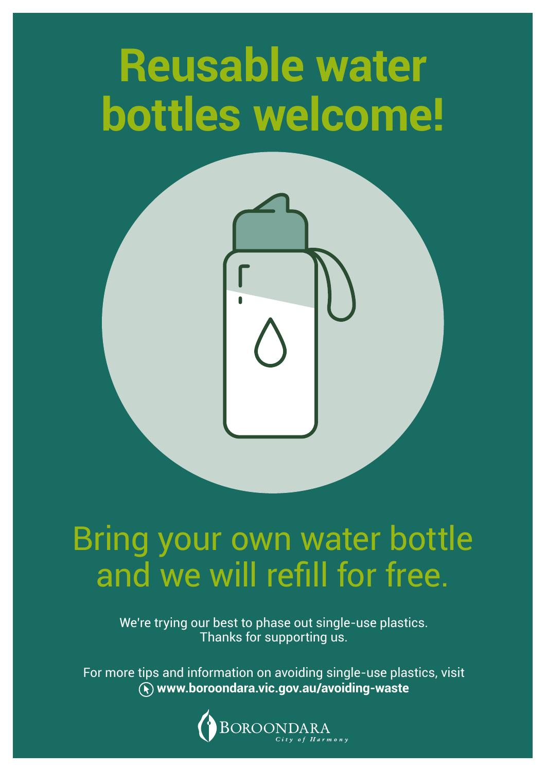# Reusable water bottles welcome!

## Bring your own water bottle and we will refill for free.

We're trying our best to phase out single-use plastics.
Thanks for supporting us.

For more tips and information on avoiding single-use plastics, visit
**www.boroondara.vic.gov.au/avoiding-waste**

BOROONDARA
*City of Harmony*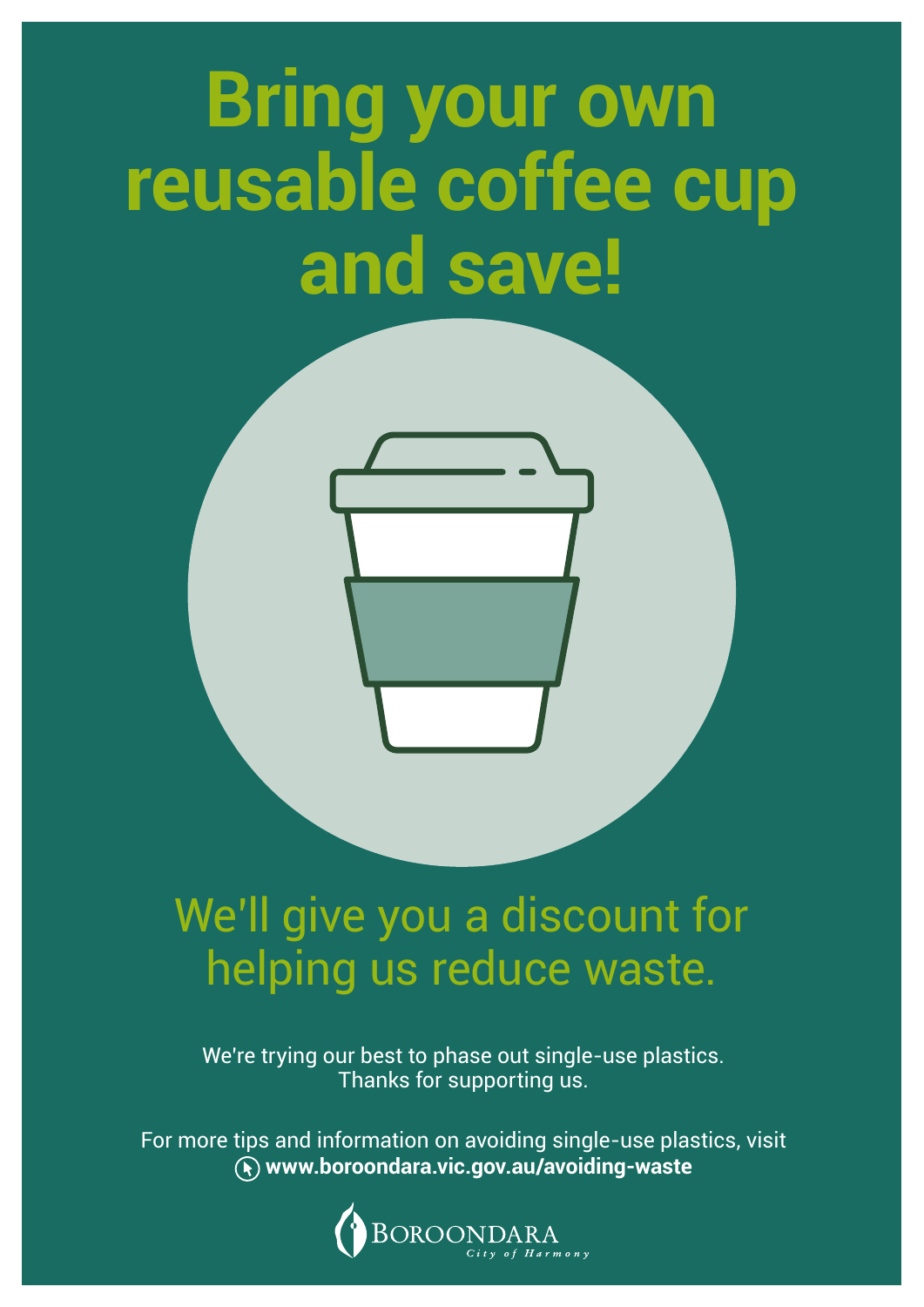# Bring your own reusable coffee cup and save!

## We'll give you a discount for helping us reduce waste.

We're trying our best to phase out single-use plastics.
Thanks for supporting us.

For more tips and information on avoiding single-use plastics, visit
**www.boroondara.vic.gov.au/avoiding-waste**

BOROONDARA
*City of Harmony*